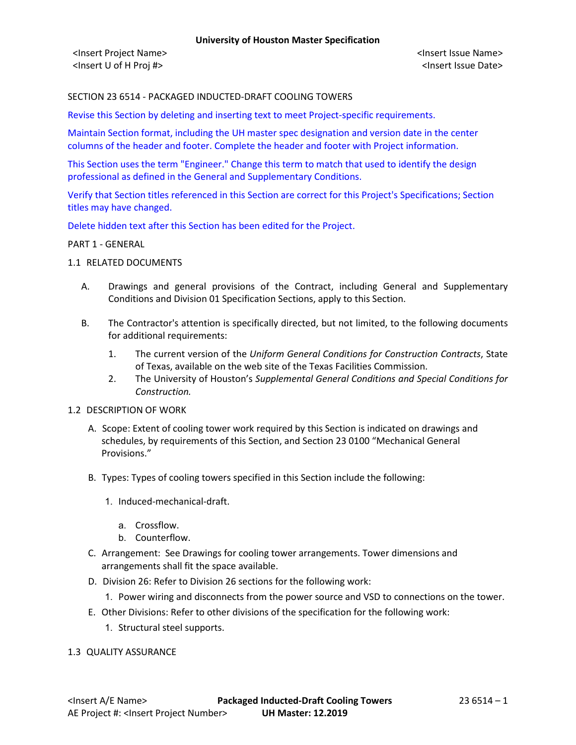SECTION 23 6514 - PACKAGED INDUCTED-DRAFT COOLING TOWERS

Revise this Section by deleting and inserting text to meet Project-specific requirements.

Maintain Section format, including the UH master spec designation and version date in the center columns of the header and footer. Complete the header and footer with Project information.

This Section uses the term "Engineer." Change this term to match that used to identify the design professional as defined in the General and Supplementary Conditions.

Verify that Section titles referenced in this Section are correct for this Project's Specifications; Section titles may have changed.

Delete hidden text after this Section has been edited for the Project.

## PART 1 - GENERAL

### 1.1 RELATED DOCUMENTS

A. Drawings and general provisions of the Contract, including General and Supplementary Conditions and Division 01 Specification Sections, apply to this Section.

B. The Contractor's attention is specifically directed, but not limited, to the following documents for additional requirements:

1. The current version of the *Uniform General Conditions for Construction Contracts*, State of Texas, available on the web site of the Texas Facilities Commission.
2. The University of Houston's *Supplemental General Conditions and Special Conditions for Construction.*

### 1.2 DESCRIPTION OF WORK

A. Scope: Extent of cooling tower work required by this Section is indicated on drawings and schedules, by requirements of this Section, and Section 23 0100 "Mechanical General Provisions."

B. Types: Types of cooling towers specified in this Section include the following:

1. Induced-mechanical-draft.
   a. Crossflow.
   b. Counterflow.

C. Arrangement: See Drawings for cooling tower arrangements. Tower dimensions and arrangements shall fit the space available.

D. Division 26: Refer to Division 26 sections for the following work:

1. Power wiring and disconnects from the power source and VSD to connections on the tower.

E. Other Divisions: Refer to other divisions of the specification for the following work:

1. Structural steel supports.

### 1.3 QUALITY ASSURANCE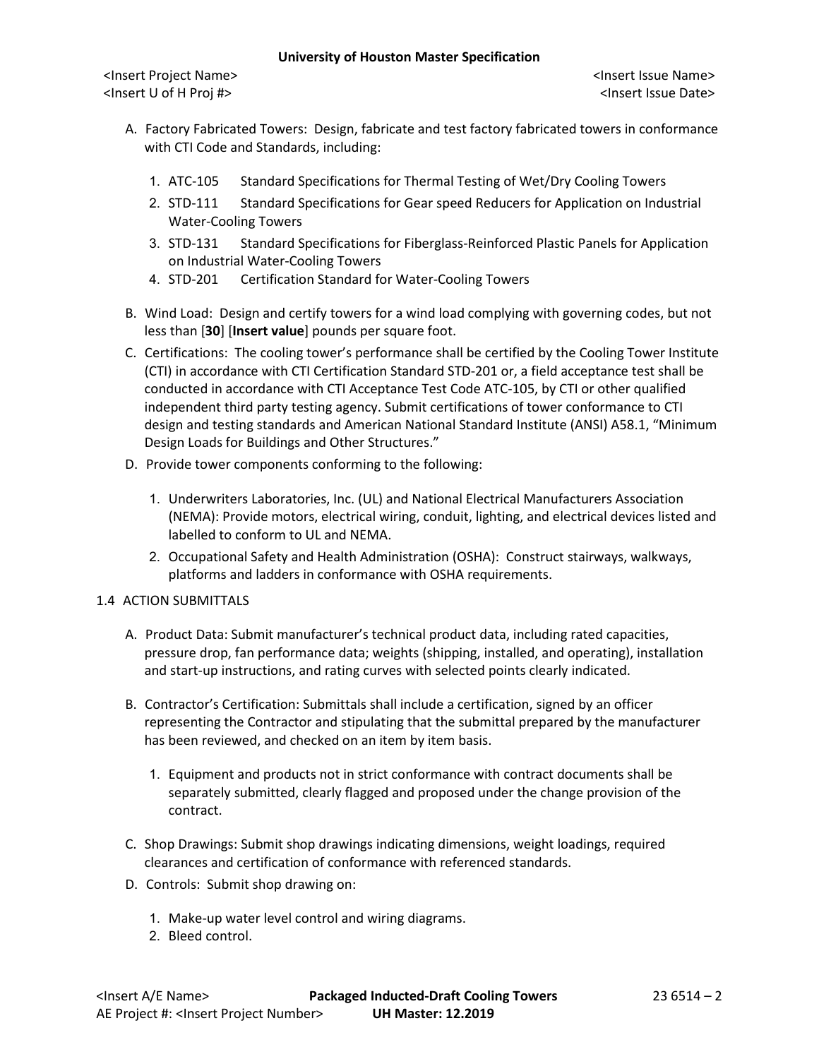A. Factory Fabricated Towers: Design, fabricate and test factory fabricated towers in conformance with CTI Code and Standards, including:

   1. ATC-105 Standard Specifications for Thermal Testing of Wet/Dry Cooling Towers
   2. STD-111 Standard Specifications for Gear speed Reducers for Application on Industrial Water-Cooling Towers
   3. STD-131 Standard Specifications for Fiberglass-Reinforced Plastic Panels for Application on Industrial Water-Cooling Towers
   4. STD-201 Certification Standard for Water-Cooling Towers

B. Wind Load: Design and certify towers for a wind load complying with governing codes, but not less than [**30**] [**Insert value**] pounds per square foot.

C. Certifications: The cooling tower's performance shall be certified by the Cooling Tower Institute (CTI) in accordance with CTI Certification Standard STD-201 or, a field acceptance test shall be conducted in accordance with CTI Acceptance Test Code ATC-105, by CTI or other qualified independent third party testing agency. Submit certifications of tower conformance to CTI design and testing standards and American National Standard Institute (ANSI) A58.1, "Minimum Design Loads for Buildings and Other Structures."

D. Provide tower components conforming to the following:

   1. Underwriters Laboratories, Inc. (UL) and National Electrical Manufacturers Association (NEMA): Provide motors, electrical wiring, conduit, lighting, and electrical devices listed and labelled to conform to UL and NEMA.
   2. Occupational Safety and Health Administration (OSHA): Construct stairways, walkways, platforms and ladders in conformance with OSHA requirements.

## 1.4 ACTION SUBMITTALS

A. Product Data: Submit manufacturer's technical product data, including rated capacities, pressure drop, fan performance data; weights (shipping, installed, and operating), installation and start-up instructions, and rating curves with selected points clearly indicated.

B. Contractor's Certification: Submittals shall include a certification, signed by an officer representing the Contractor and stipulating that the submittal prepared by the manufacturer has been reviewed, and checked on an item by item basis.

   1. Equipment and products not in strict conformance with contract documents shall be separately submitted, clearly flagged and proposed under the change provision of the contract.

C. Shop Drawings: Submit shop drawings indicating dimensions, weight loadings, required clearances and certification of conformance with referenced standards.

D. Controls: Submit shop drawing on:

   1. Make-up water level control and wiring diagrams.
   2. Bleed control.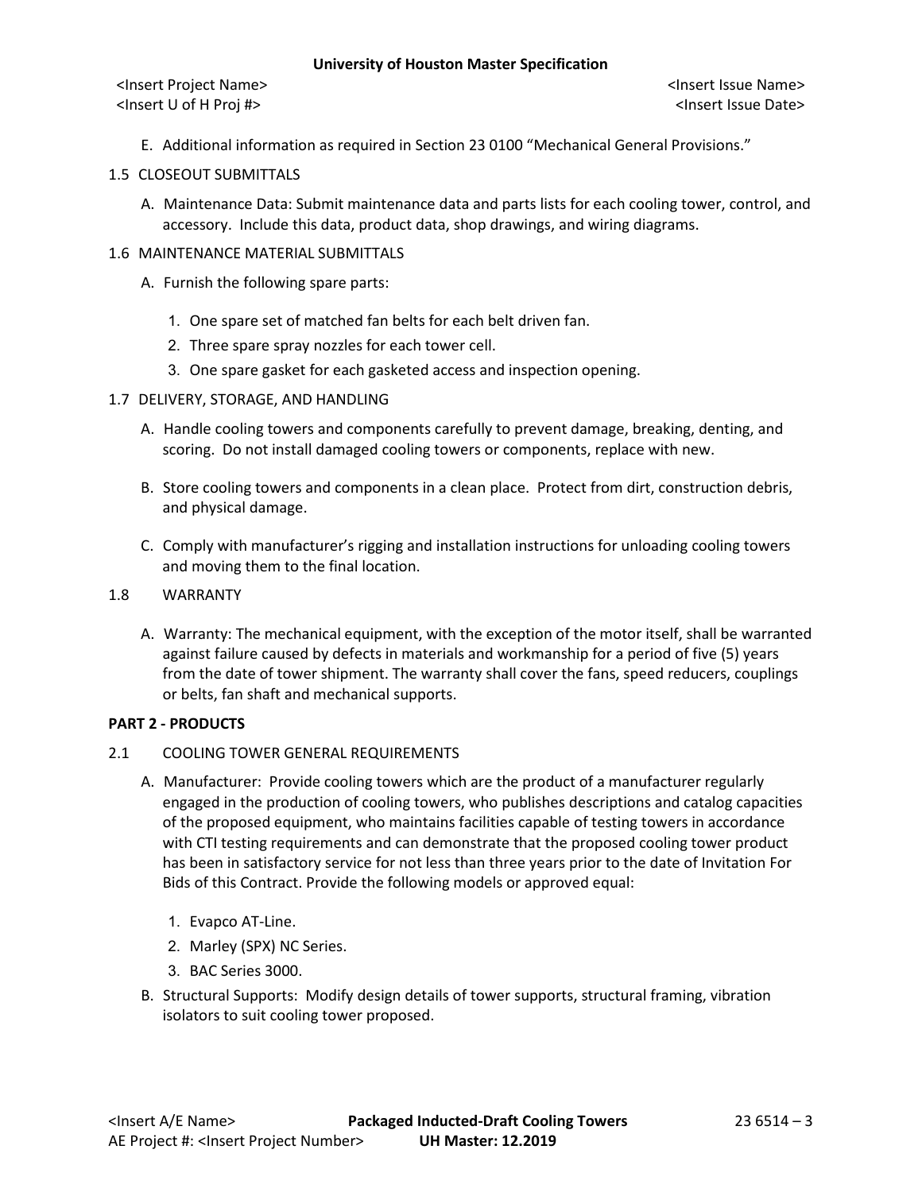E. Additional information as required in Section 23 0100 "Mechanical General Provisions."

## 1.5 CLOSEOUT SUBMITTALS

A. Maintenance Data: Submit maintenance data and parts lists for each cooling tower, control, and accessory. Include this data, product data, shop drawings, and wiring diagrams.

## 1.6 MAINTENANCE MATERIAL SUBMITTALS

A. Furnish the following spare parts:

1. One spare set of matched fan belts for each belt driven fan.
2. Three spare spray nozzles for each tower cell.
3. One spare gasket for each gasketed access and inspection opening.

## 1.7 DELIVERY, STORAGE, AND HANDLING

A. Handle cooling towers and components carefully to prevent damage, breaking, denting, and scoring. Do not install damaged cooling towers or components, replace with new.

B. Store cooling towers and components in a clean place. Protect from dirt, construction debris, and physical damage.

C. Comply with manufacturer's rigging and installation instructions for unloading cooling towers and moving them to the final location.

## 1.8 WARRANTY

A. Warranty: The mechanical equipment, with the exception of the motor itself, shall be warranted against failure caused by defects in materials and workmanship for a period of five (5) years from the date of tower shipment. The warranty shall cover the fans, speed reducers, couplings or belts, fan shaft and mechanical supports.

# PART 2 - PRODUCTS

## 2.1 COOLING TOWER GENERAL REQUIREMENTS

A. Manufacturer: Provide cooling towers which are the product of a manufacturer regularly engaged in the production of cooling towers, who publishes descriptions and catalog capacities of the proposed equipment, who maintains facilities capable of testing towers in accordance with CTI testing requirements and can demonstrate that the proposed cooling tower product has been in satisfactory service for not less than three years prior to the date of Invitation For Bids of this Contract. Provide the following models or approved equal:

1. Evapco AT-Line.
2. Marley (SPX) NC Series.
3. BAC Series 3000.

B. Structural Supports: Modify design details of tower supports, structural framing, vibration isolators to suit cooling tower proposed.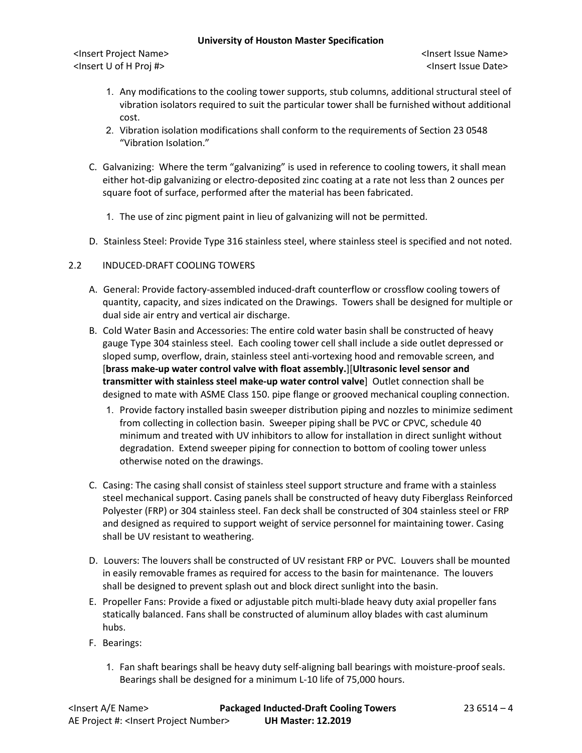1. Any modifications to the cooling tower supports, stub columns, additional structural steel of vibration isolators required to suit the particular tower shall be furnished without additional cost.
2. Vibration isolation modifications shall conform to the requirements of Section 23 0548 "Vibration Isolation."

C. Galvanizing: Where the term "galvanizing" is used in reference to cooling towers, it shall mean either hot-dip galvanizing or electro-deposited zinc coating at a rate not less than 2 ounces per square foot of surface, performed after the material has been fabricated.

1. The use of zinc pigment paint in lieu of galvanizing will not be permitted.

D. Stainless Steel: Provide Type 316 stainless steel, where stainless steel is specified and not noted.

## 2.2 INDUCED-DRAFT COOLING TOWERS

A. General: Provide factory-assembled induced-draft counterflow or crossflow cooling towers of quantity, capacity, and sizes indicated on the Drawings. Towers shall be designed for multiple or dual side air entry and vertical air discharge.

B. Cold Water Basin and Accessories: The entire cold water basin shall be constructed of heavy gauge Type 304 stainless steel. Each cooling tower cell shall include a side outlet depressed or sloped sump, overflow, drain, stainless steel anti-vortexing hood and removable screen, and [**brass make-up water control valve with float assembly.**][**Ultrasonic level sensor and transmitter with stainless steel make-up water control valve**] Outlet connection shall be designed to mate with ASME Class 150. pipe flange or grooved mechanical coupling connection.

1. Provide factory installed basin sweeper distribution piping and nozzles to minimize sediment from collecting in collection basin. Sweeper piping shall be PVC or CPVC, schedule 40 minimum and treated with UV inhibitors to allow for installation in direct sunlight without degradation. Extend sweeper piping for connection to bottom of cooling tower unless otherwise noted on the drawings.

C. Casing: The casing shall consist of stainless steel support structure and frame with a stainless steel mechanical support. Casing panels shall be constructed of heavy duty Fiberglass Reinforced Polyester (FRP) or 304 stainless steel. Fan deck shall be constructed of 304 stainless steel or FRP and designed as required to support weight of service personnel for maintaining tower. Casing shall be UV resistant to weathering.

D. Louvers: The louvers shall be constructed of UV resistant FRP or PVC. Louvers shall be mounted in easily removable frames as required for access to the basin for maintenance. The louvers shall be designed to prevent splash out and block direct sunlight into the basin.

E. Propeller Fans: Provide a fixed or adjustable pitch multi-blade heavy duty axial propeller fans statically balanced. Fans shall be constructed of aluminum alloy blades with cast aluminum hubs.

F. Bearings:

1. Fan shaft bearings shall be heavy duty self-aligning ball bearings with moisture-proof seals. Bearings shall be designed for a minimum L-10 life of 75,000 hours.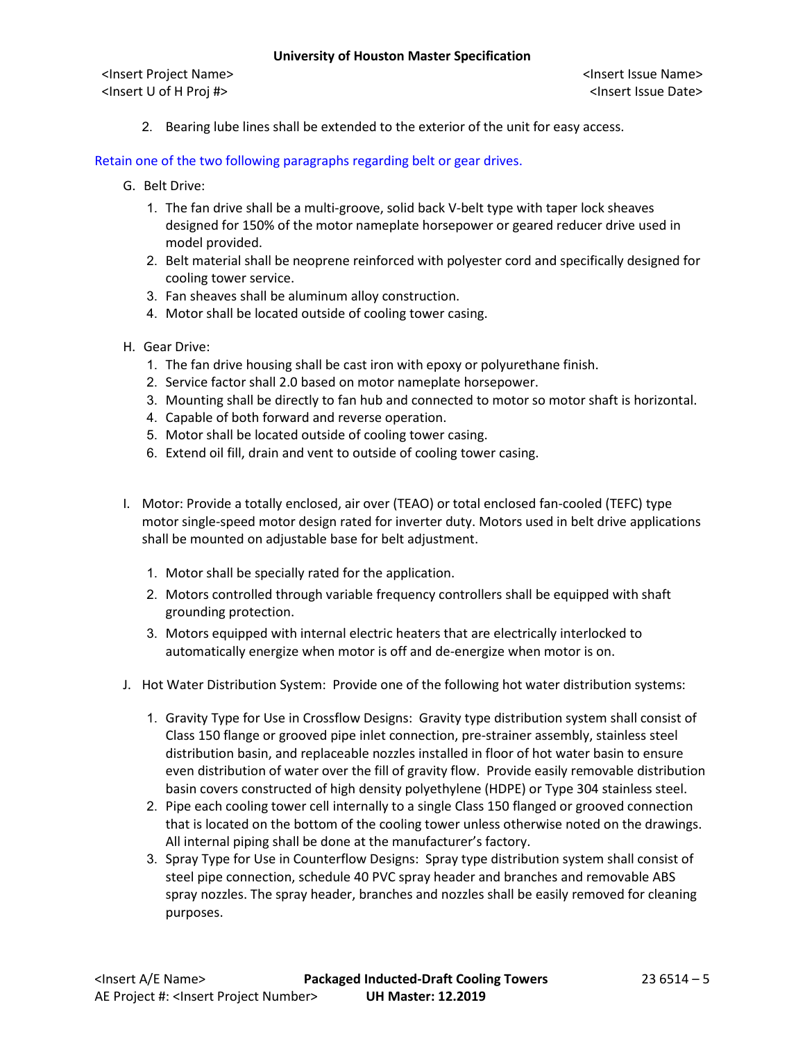2. Bearing lube lines shall be extended to the exterior of the unit for easy access.

Retain one of the two following paragraphs regarding belt or gear drives.

G. Belt Drive:

1. The fan drive shall be a multi-groove, solid back V-belt type with taper lock sheaves designed for 150% of the motor nameplate horsepower or geared reducer drive used in model provided.
2. Belt material shall be neoprene reinforced with polyester cord and specifically designed for cooling tower service.
3. Fan sheaves shall be aluminum alloy construction.
4. Motor shall be located outside of cooling tower casing.

H. Gear Drive:

1. The fan drive housing shall be cast iron with epoxy or polyurethane finish.
2. Service factor shall 2.0 based on motor nameplate horsepower.
3. Mounting shall be directly to fan hub and connected to motor so motor shaft is horizontal.
4. Capable of both forward and reverse operation.
5. Motor shall be located outside of cooling tower casing.
6. Extend oil fill, drain and vent to outside of cooling tower casing.

I. Motor: Provide a totally enclosed, air over (TEAO) or total enclosed fan-cooled (TEFC) type motor single-speed motor design rated for inverter duty. Motors used in belt drive applications shall be mounted on adjustable base for belt adjustment.

1. Motor shall be specially rated for the application.
2. Motors controlled through variable frequency controllers shall be equipped with shaft grounding protection.
3. Motors equipped with internal electric heaters that are electrically interlocked to automatically energize when motor is off and de-energize when motor is on.

J. Hot Water Distribution System: Provide one of the following hot water distribution systems:

1. Gravity Type for Use in Crossflow Designs: Gravity type distribution system shall consist of Class 150 flange or grooved pipe inlet connection, pre-strainer assembly, stainless steel distribution basin, and replaceable nozzles installed in floor of hot water basin to ensure even distribution of water over the fill of gravity flow. Provide easily removable distribution basin covers constructed of high density polyethylene (HDPE) or Type 304 stainless steel.
2. Pipe each cooling tower cell internally to a single Class 150 flanged or grooved connection that is located on the bottom of the cooling tower unless otherwise noted on the drawings. All internal piping shall be done at the manufacturer's factory.
3. Spray Type for Use in Counterflow Designs: Spray type distribution system shall consist of steel pipe connection, schedule 40 PVC spray header and branches and removable ABS spray nozzles. The spray header, branches and nozzles shall be easily removed for cleaning purposes.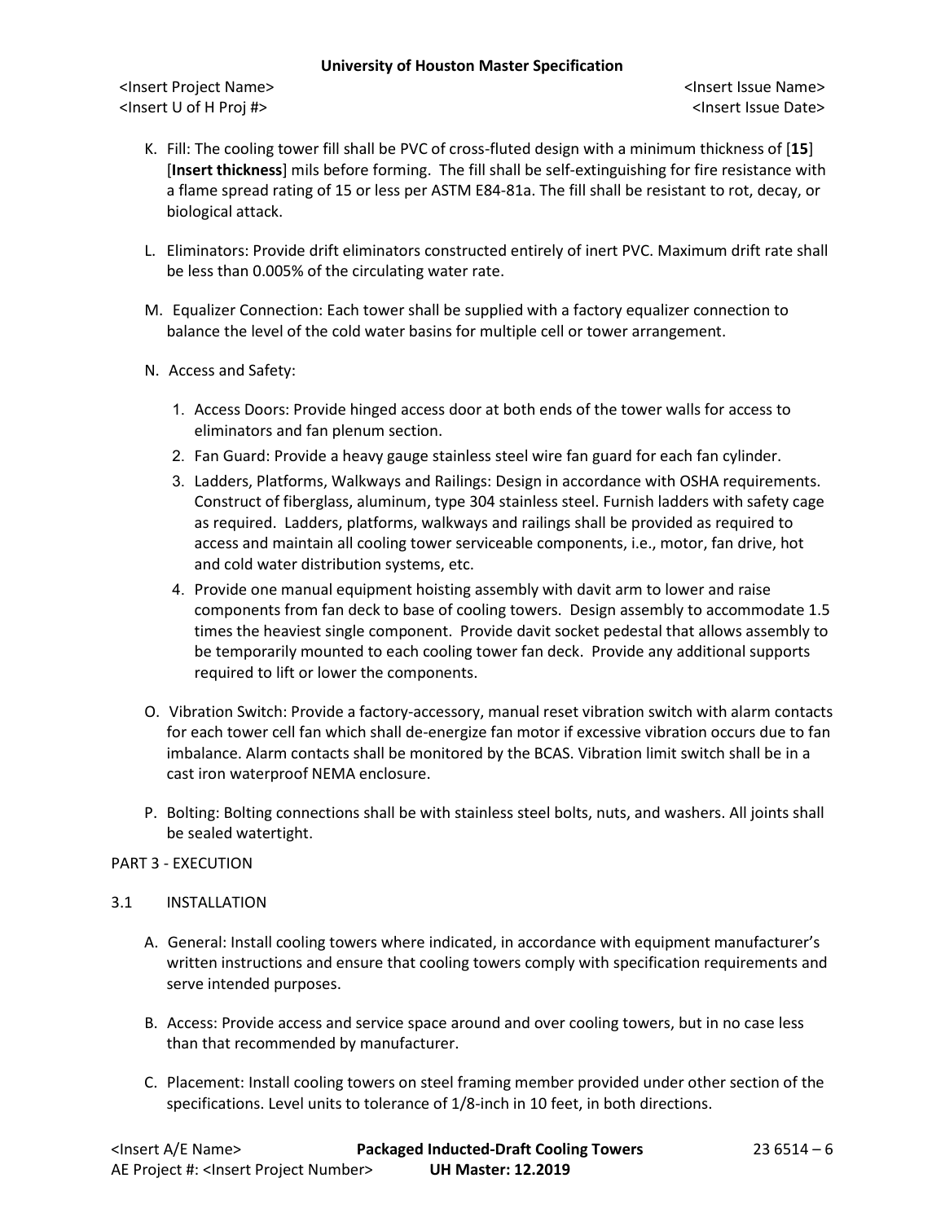K. Fill: The cooling tower fill shall be PVC of cross-fluted design with a minimum thickness of [**15**] [**Insert thickness**] mils before forming. The fill shall be self-extinguishing for fire resistance with a flame spread rating of 15 or less per ASTM E84-81a. The fill shall be resistant to rot, decay, or biological attack.

L. Eliminators: Provide drift eliminators constructed entirely of inert PVC. Maximum drift rate shall be less than 0.005% of the circulating water rate.

M. Equalizer Connection: Each tower shall be supplied with a factory equalizer connection to balance the level of the cold water basins for multiple cell or tower arrangement.

N. Access and Safety:

1. Access Doors: Provide hinged access door at both ends of the tower walls for access to eliminators and fan plenum section.
2. Fan Guard: Provide a heavy gauge stainless steel wire fan guard for each fan cylinder.
3. Ladders, Platforms, Walkways and Railings: Design in accordance with OSHA requirements. Construct of fiberglass, aluminum, type 304 stainless steel. Furnish ladders with safety cage as required. Ladders, platforms, walkways and railings shall be provided as required to access and maintain all cooling tower serviceable components, i.e., motor, fan drive, hot and cold water distribution systems, etc.
4. Provide one manual equipment hoisting assembly with davit arm to lower and raise components from fan deck to base of cooling towers. Design assembly to accommodate 1.5 times the heaviest single component. Provide davit socket pedestal that allows assembly to be temporarily mounted to each cooling tower fan deck. Provide any additional supports required to lift or lower the components.

O. Vibration Switch: Provide a factory-accessory, manual reset vibration switch with alarm contacts for each tower cell fan which shall de-energize fan motor if excessive vibration occurs due to fan imbalance. Alarm contacts shall be monitored by the BCAS. Vibration limit switch shall be in a cast iron waterproof NEMA enclosure.

P. Bolting: Bolting connections shall be with stainless steel bolts, nuts, and washers. All joints shall be sealed watertight.

## PART 3 - EXECUTION

### 3.1 INSTALLATION

A. General: Install cooling towers where indicated, in accordance with equipment manufacturer's written instructions and ensure that cooling towers comply with specification requirements and serve intended purposes.

B. Access: Provide access and service space around and over cooling towers, but in no case less than that recommended by manufacturer.

C. Placement: Install cooling towers on steel framing member provided under other section of the specifications. Level units to tolerance of 1/8-inch in 10 feet, in both directions.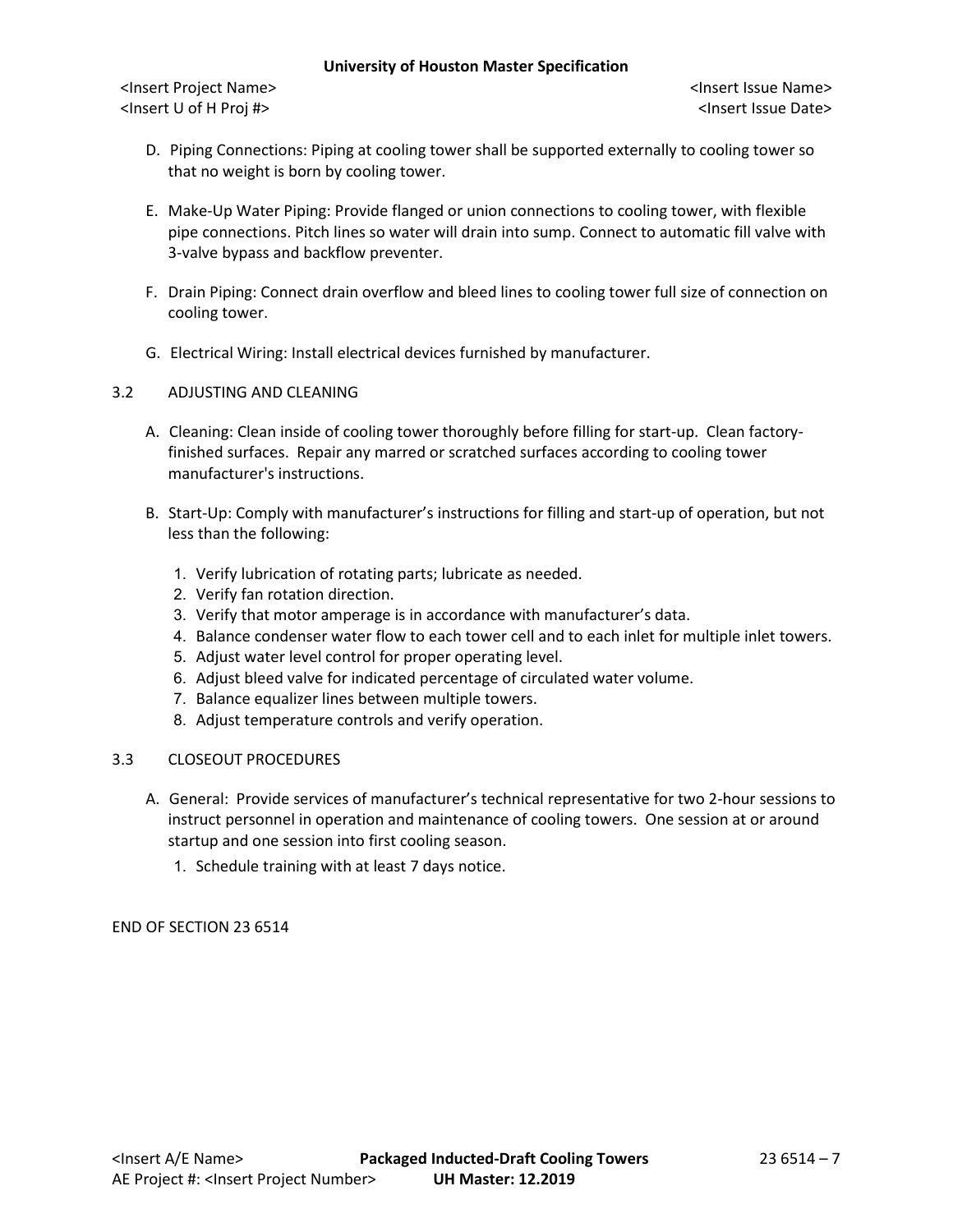D. Piping Connections: Piping at cooling tower shall be supported externally to cooling tower so that no weight is born by cooling tower.

E. Make-Up Water Piping: Provide flanged or union connections to cooling tower, with flexible pipe connections. Pitch lines so water will drain into sump. Connect to automatic fill valve with 3-valve bypass and backflow preventer.

F. Drain Piping: Connect drain overflow and bleed lines to cooling tower full size of connection on cooling tower.

G. Electrical Wiring: Install electrical devices furnished by manufacturer.

3.2 ADJUSTING AND CLEANING

A. Cleaning: Clean inside of cooling tower thoroughly before filling for start-up. Clean factory-finished surfaces. Repair any marred or scratched surfaces according to cooling tower manufacturer's instructions.

B. Start-Up: Comply with manufacturer's instructions for filling and start-up of operation, but not less than the following:

1. Verify lubrication of rotating parts; lubricate as needed.
2. Verify fan rotation direction.
3. Verify that motor amperage is in accordance with manufacturer's data.
4. Balance condenser water flow to each tower cell and to each inlet for multiple inlet towers.
5. Adjust water level control for proper operating level.
6. Adjust bleed valve for indicated percentage of circulated water volume.
7. Balance equalizer lines between multiple towers.
8. Adjust temperature controls and verify operation.

3.3 CLOSEOUT PROCEDURES

A. General: Provide services of manufacturer's technical representative for two 2-hour sessions to instruct personnel in operation and maintenance of cooling towers. One session at or around startup and one session into first cooling season.

1. Schedule training with at least 7 days notice.

END OF SECTION 23 6514